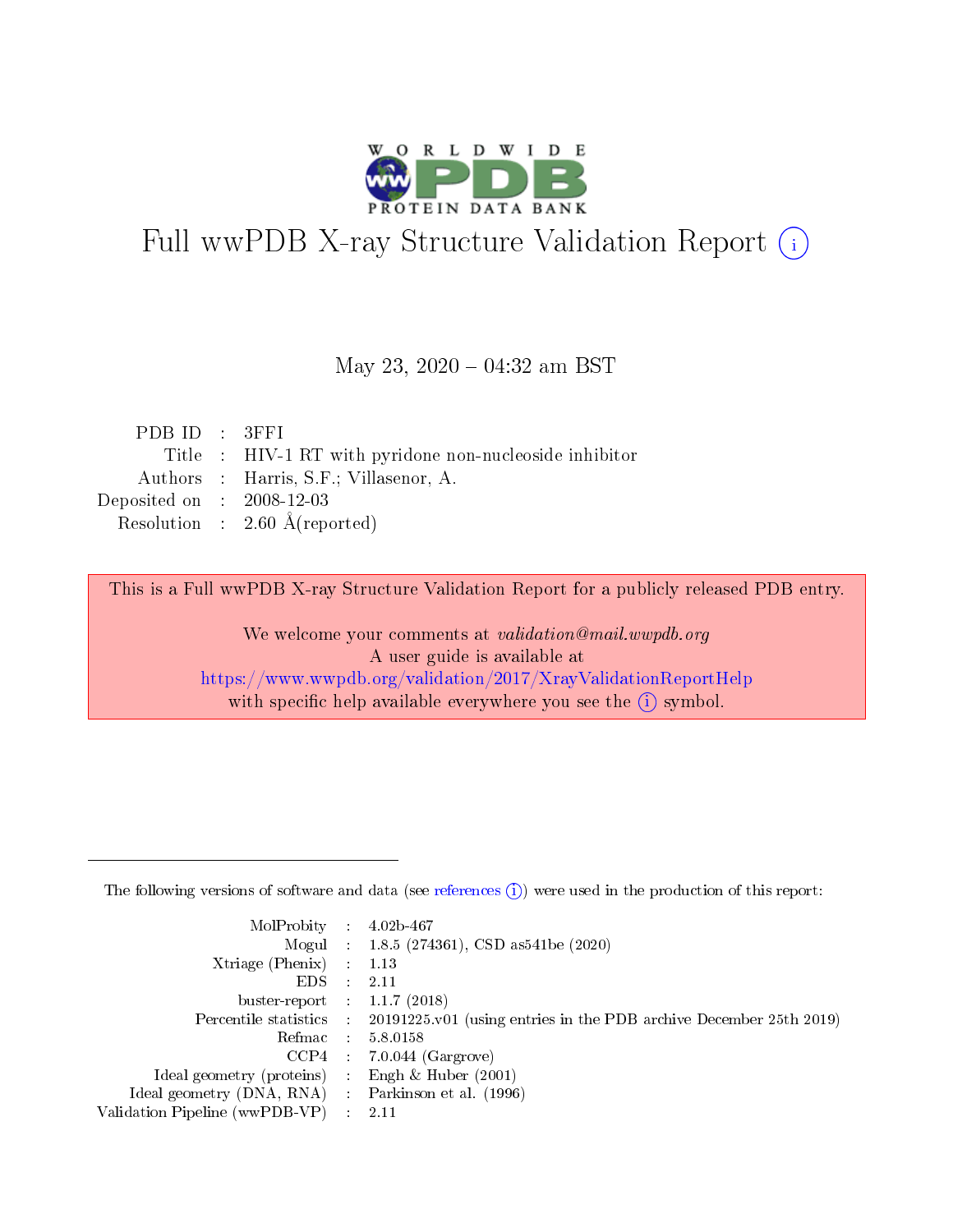# Full wwPDB X-ray Structure Validation Report (i)

May 23, 2020 – 04:32 am BST

| | | |
|---|---|---|
| PDB ID | : | 3FFI |
| Title | : | HIV-1 RT with pyridone non-nucleoside inhibitor |
| Authors | : | Harris, S.F.; Villasenor, A. |
| Deposited on | : | 2008-12-03 |
| Resolution | : | 2.60 Å(reported) |

This is a Full wwPDB X-ray Structure Validation Report for a publicly released PDB entry.

We welcome your comments at *validation@mail.wwpdb.org*
A user guide is available at
https://www.wwpdb.org/validation/2017/XrayValidationReportHelp
with specific help available everywhere you see the (i) symbol.

---

The following versions of software and data (see references (i)) were used in the production of this report:

| | | |
|---|---|---|
| MolProbity | : | 4.02b-467 |
| Mogul | : | 1.8.5 (274361), CSD as541be (2020) |
| Xtriage (Phenix) | : | 1.13 |
| EDS | : | 2.11 |
| buster-report | : | 1.1.7 (2018) |
| Percentile statistics | : | 20191225.v01 (using entries in the PDB archive December 25th 2019) |
| Refmac | : | 5.8.0158 |
| CCP4 | : | 7.0.044 (Gargrove) |
| Ideal geometry (proteins) | : | Engh & Huber (2001) |
| Ideal geometry (DNA, RNA) | : | Parkinson et al. (1996) |
| Validation Pipeline (wwPDB-VP) | : | 2.11 |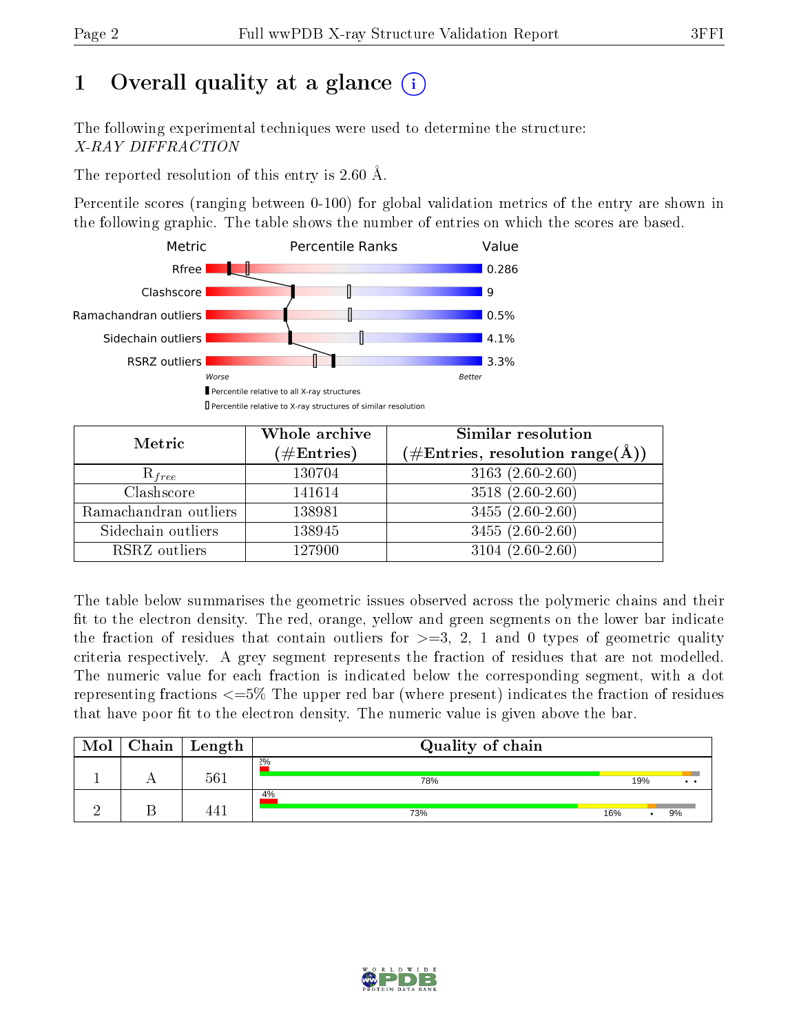# 1 Overall quality at a glance

The following experimental techniques were used to determine the structure:
*X-RAY DIFFRACTION*

The reported resolution of this entry is 2.60 Å.

Percentile scores (ranging between 0-100) for global validation metrics of the entry are shown in the following graphic. The table shows the number of entries on which the scores are based.

| Metric | Value |
|---|---|
| Rfree | 0.286 |
| Clashscore | 9 |
| Ramachandran outliers | 0.5% |
| Sidechain outliers | 4.1% |
| RSRZ outliers | 3.3% |

| Metric | Whole archive (#Entries) | Similar resolution (#Entries, resolution range(Å)) |
|---|---|---|
| $R_{free}$ | 130704 | 3163 (2.60-2.60) |
| Clashscore | 141614 | 3518 (2.60-2.60) |
| Ramachandran outliers | 138981 | 3455 (2.60-2.60) |
| Sidechain outliers | 138945 | 3455 (2.60-2.60) |
| RSRZ outliers | 127900 | 3104 (2.60-2.60) |

The table below summarises the geometric issues observed across the polymeric chains and their fit to the electron density. The red, orange, yellow and green segments on the lower bar indicate the fraction of residues that contain outliers for >=3, 2, 1 and 0 types of geometric quality criteria respectively. A grey segment represents the fraction of residues that are not modelled. The numeric value for each fraction is indicated below the corresponding segment, with a dot representing fractions <=5% The upper red bar (where present) indicates the fraction of residues that have poor fit to the electron density. The numeric value is given above the bar.

| Mol | Chain | Length | Quality of chain |
|---|---|---|---|
| 1 | A | 561 | 2%; 78%, 19%, •, • |
| 2 | B | 441 | 4%; 73%, 16%, •, 9% |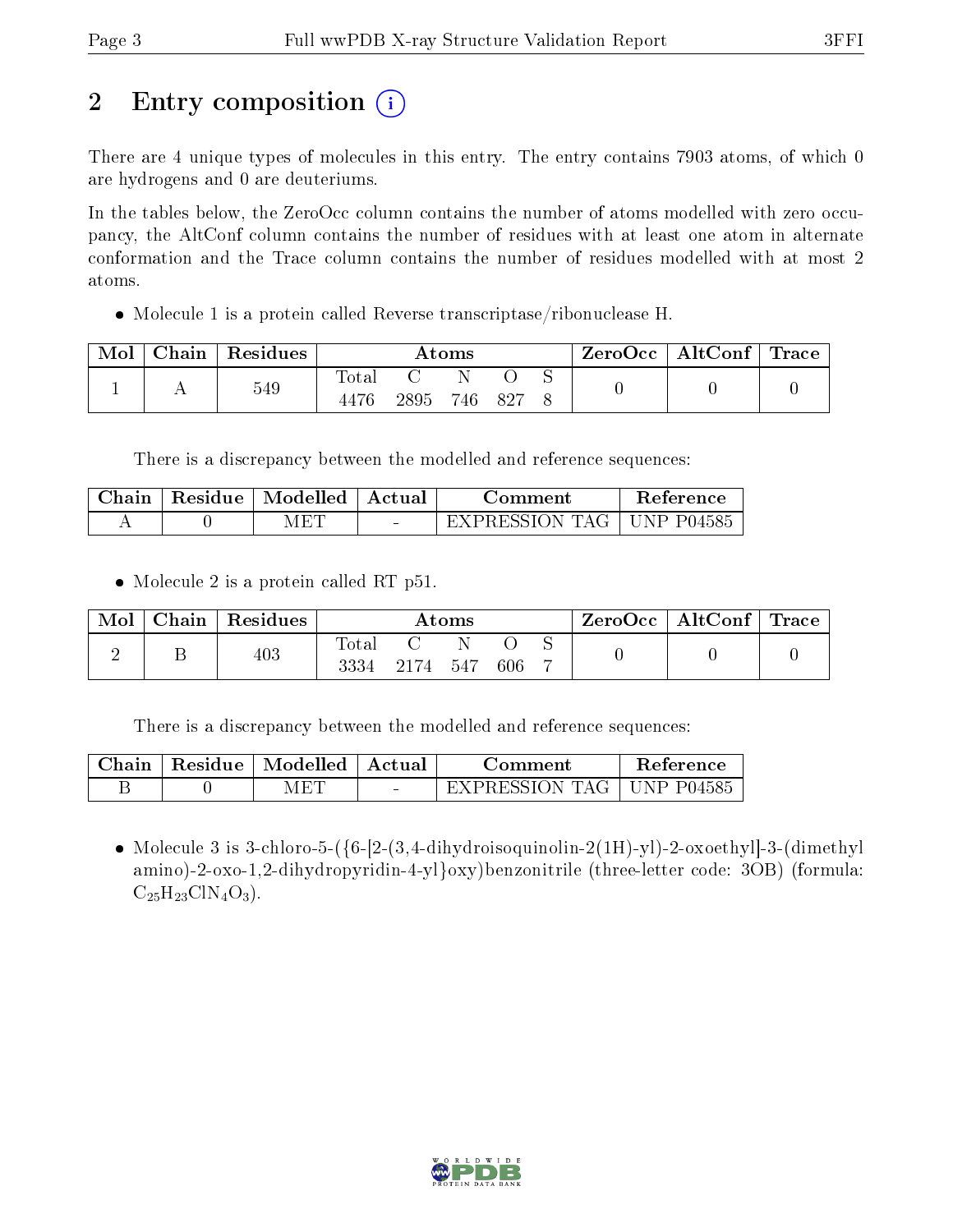# 2 Entry composition

There are 4 unique types of molecules in this entry. The entry contains 7903 atoms, of which 0 are hydrogens and 0 are deuteriums.

In the tables below, the ZeroOcc column contains the number of atoms modelled with zero occupancy, the AltConf column contains the number of residues with at least one atom in alternate conformation and the Trace column contains the number of residues modelled with at most 2 atoms.

- Molecule 1 is a protein called Reverse transcriptase/ribonuclease H.

| Mol | Chain | Residues | Atoms | | | | | ZeroOcc | AltConf | Trace |
|---|---|---|---|---|---|---|---|---|---|---|
| | | | Total | C | N | O | S | | | |
| 1 | A | 549 | 4476 | 2895 | 746 | 827 | 8 | 0 | 0 | 0 |

There is a discrepancy between the modelled and reference sequences:

| Chain | Residue | Modelled | Actual | Comment | Reference |
|---|---|---|---|---|---|
| A | 0 | MET | - | EXPRESSION TAG | UNP P04585 |

- Molecule 2 is a protein called RT p51.

| Mol | Chain | Residues | Atoms | | | | | ZeroOcc | AltConf | Trace |
|---|---|---|---|---|---|---|---|---|---|---|
| | | | Total | C | N | O | S | | | |
| 2 | B | 403 | 3334 | 2174 | 547 | 606 | 7 | 0 | 0 | 0 |

There is a discrepancy between the modelled and reference sequences:

| Chain | Residue | Modelled | Actual | Comment | Reference |
|---|---|---|---|---|---|
| B | 0 | MET | - | EXPRESSION TAG | UNP P04585 |

- Molecule 3 is 3-chloro-5-({6-[2-(3,4-dihydroisoquinolin-2(1H)-yl)-2-oxoethyl]-3-(dimethyl amino)-2-oxo-1,2-dihydropyridin-4-yl}oxy)benzonitrile (three-letter code: 3OB) (formula: $C_{25}H_{23}ClN_4O_3$).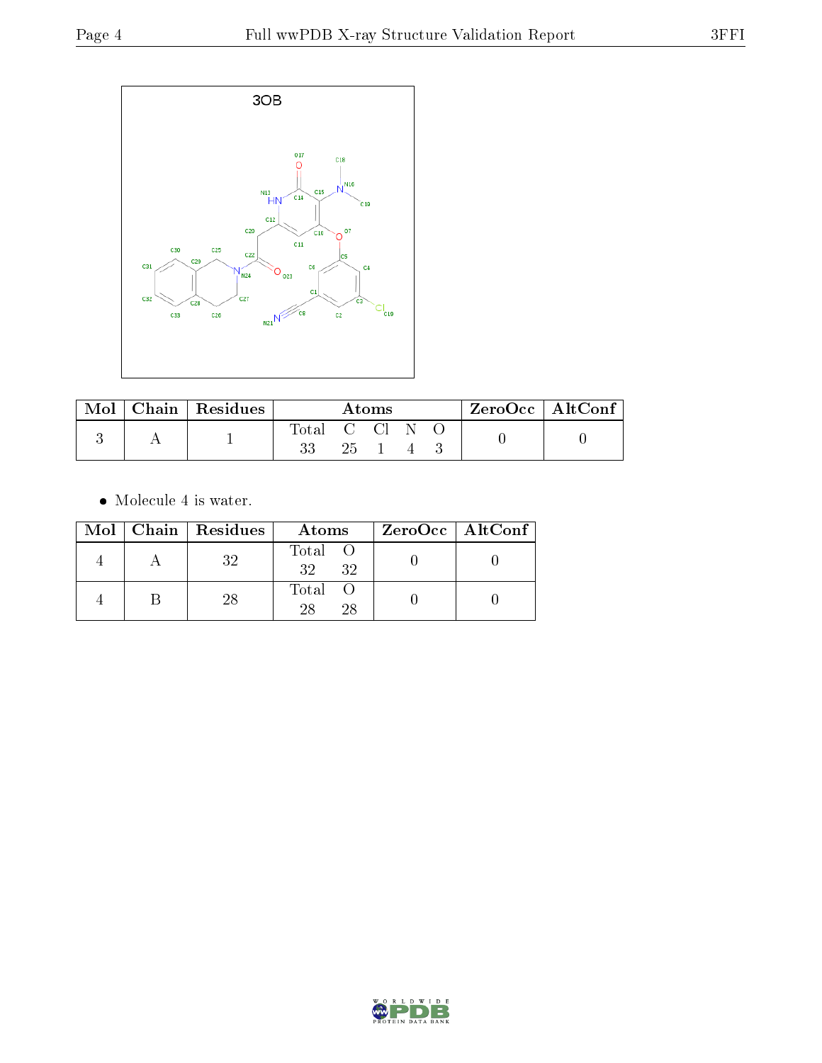| Mol | Chain | Residues | Atoms | | | | | ZeroOcc | AltConf |
|---|---|---|---|---|---|---|---|---|---|
| | | | Total | C | Cl | N | O | | |
| 3 | A | 1 | 33 | 25 | 1 | 4 | 3 | 0 | 0 |

- Molecule 4 is water.

| Mol | Chain | Residues | Atoms | | ZeroOcc | AltConf |
|---|---|---|---|---|---|---|
| | | | Total | O | | |
| 4 | A | 32 | 32 | 32 | 0 | 0 |
| 4 | B | 28 | 28 | 28 | 0 | 0 |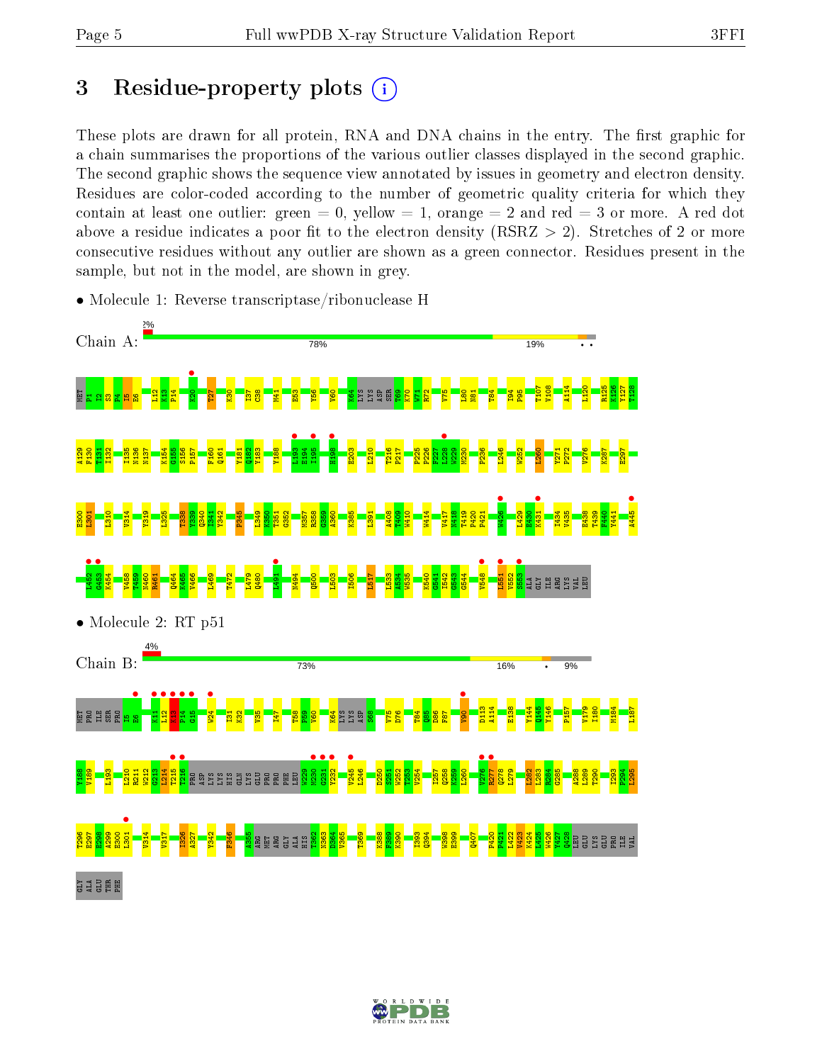# 3 Residue-property plots

These plots are drawn for all protein, RNA and DNA chains in the entry. The first graphic for a chain summarises the proportions of the various outlier classes displayed in the second graphic. The second graphic shows the sequence view annotated by issues in geometry and electron density. Residues are color-coded according to the number of geometric quality criteria for which they contain at least one outlier: green = 0, yellow = 1, orange = 2 and red = 3 or more. A red dot above a residue indicates a poor fit to the electron density (RSRZ > 2). Stretches of 2 or more consecutive residues without any outlier are shown as a green connector. Residues present in the sample, but not in the model, are shown in grey.

- Molecule 1: Reverse transcriptase/ribonuclease H

Chain A: 2% | 78% | 19% | • •

- Molecule 2: RT p51

Chain B: 4% | 73% | 16% | • | 9%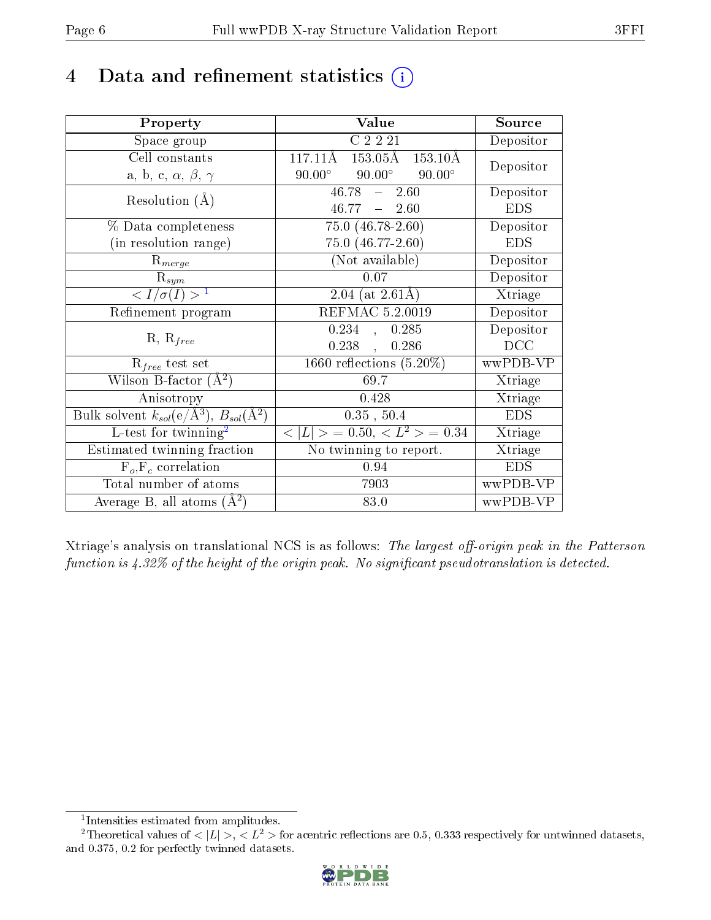# 4 Data and refinement statistics

| Property | Value | Source |
|---|---|---|
| Space group | C 2 2 21 | Depositor |
| Cell constants<br>a, b, c, $\alpha$, $\beta$, $\gamma$ | 117.11Å 153.05Å 153.10Å<br>90.00° 90.00° 90.00° | Depositor |
| Resolution (Å) | 46.78 – 2.60<br>46.77 – 2.60 | Depositor<br>EDS |
| % Data completeness<br>(in resolution range) | 75.0 (46.78-2.60)<br>75.0 (46.77-2.60) | Depositor<br>EDS |
| $R_{merge}$ | (Not available) | Depositor |
| $R_{sym}$ | 0.07 | Depositor |
| $< I/\sigma(I) >$ [1] | 2.04 (at 2.61Å) | Xtriage |
| Refinement program | REFMAC 5.2.0019 | Depositor |
| R, $R_{free}$ | 0.234 , 0.285<br>0.238 , 0.286 | Depositor<br>DCC |
| $R_{free}$ test set | 1660 reflections (5.20%) | wwPDB-VP |
| Wilson B-factor (Å$^2$) | 69.7 | Xtriage |
| Anisotropy | 0.428 | Xtriage |
| Bulk solvent $k_{sol}$(e/Å$^3$), $B_{sol}$(Å$^2$) | 0.35 , 50.4 | EDS |
| L-test for twinning[2] | $< \|L\| > = 0.50$, $< L^2 > = 0.34$ | Xtriage |
| Estimated twinning fraction | No twinning to report. | Xtriage |
| $F_o$,$F_c$ correlation | 0.94 | EDS |
| Total number of atoms | 7903 | wwPDB-VP |
| Average B, all atoms (Å$^2$) | 83.0 | wwPDB-VP |

Xtriage's analysis on translational NCS is as follows: *The largest off-origin peak in the Patterson function is 4.32% of the height of the origin peak. No significant pseudotranslation is detected.*

[1] Intensities estimated from amplitudes.

[2] Theoretical values of $< |L| >$, $< L^2 >$ for acentric reflections are 0.5, 0.333 respectively for untwinned datasets, and 0.375, 0.2 for perfectly twinned datasets.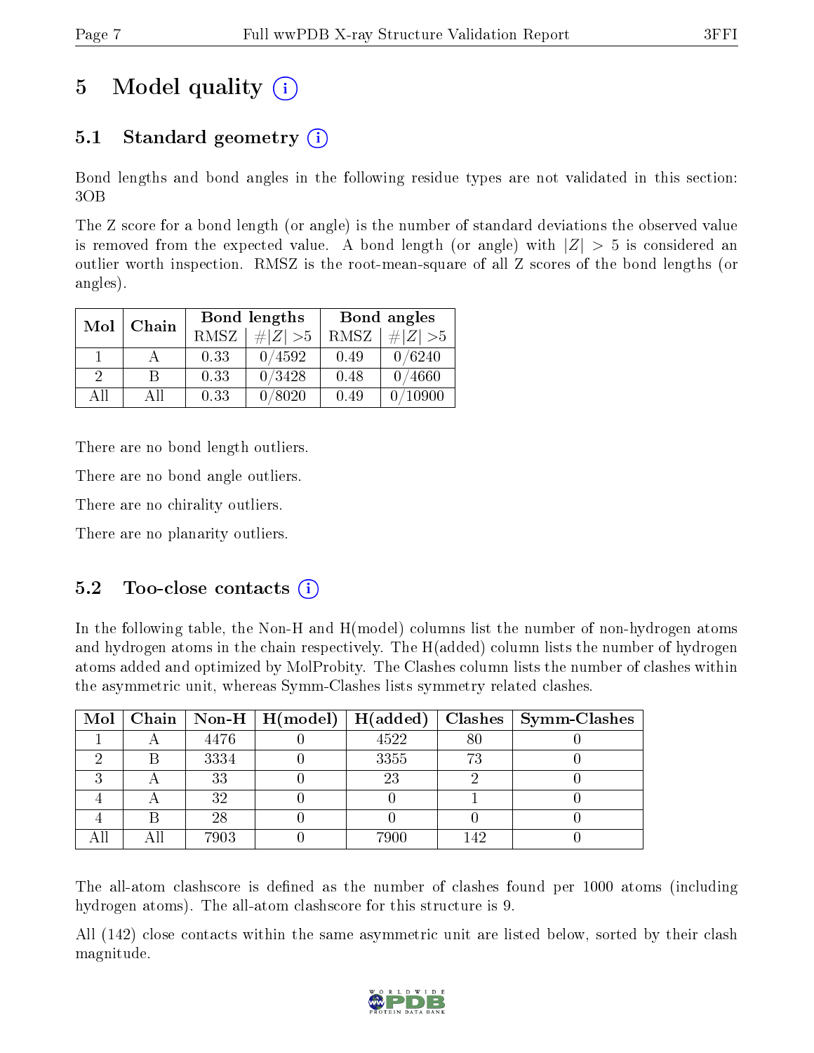# 5 Model quality (i)

## 5.1 Standard geometry (i)

Bond lengths and bond angles in the following residue types are not validated in this section: 3OB

The Z score for a bond length (or angle) is the number of standard deviations the observed value is removed from the expected value. A bond length (or angle) with $|Z| > 5$ is considered an outlier worth inspection. RMSZ is the root-mean-square of all Z scores of the bond lengths (or angles).

| Mol | Chain | Bond lengths | | Bond angles | |
|---|---|---|---|---|---|
| | | RMSZ | #\|Z\| >5 | RMSZ | #\|Z\| >5 |
| 1 | A | 0.33 | 0/4592 | 0.49 | 0/6240 |
| 2 | B | 0.33 | 0/3428 | 0.48 | 0/4660 |
| All | All | 0.33 | 0/8020 | 0.49 | 0/10900 |

There are no bond length outliers.

There are no bond angle outliers.

There are no chirality outliers.

There are no planarity outliers.

## 5.2 Too-close contacts (i)

In the following table, the Non-H and H(model) columns list the number of non-hydrogen atoms and hydrogen atoms in the chain respectively. The H(added) column lists the number of hydrogen atoms added and optimized by MolProbity. The Clashes column lists the number of clashes within the asymmetric unit, whereas Symm-Clashes lists symmetry related clashes.

| Mol | Chain | Non-H | H(model) | H(added) | Clashes | Symm-Clashes |
|---|---|---|---|---|---|---|
| 1 | A | 4476 | 0 | 4522 | 80 | 0 |
| 2 | B | 3334 | 0 | 3355 | 73 | 0 |
| 3 | A | 33 | 0 | 23 | 2 | 0 |
| 4 | A | 32 | 0 | 0 | 1 | 0 |
| 4 | B | 28 | 0 | 0 | 0 | 0 |
| All | All | 7903 | 0 | 7900 | 142 | 0 |

The all-atom clashscore is defined as the number of clashes found per 1000 atoms (including hydrogen atoms). The all-atom clashscore for this structure is 9.

All (142) close contacts within the same asymmetric unit are listed below, sorted by their clash magnitude.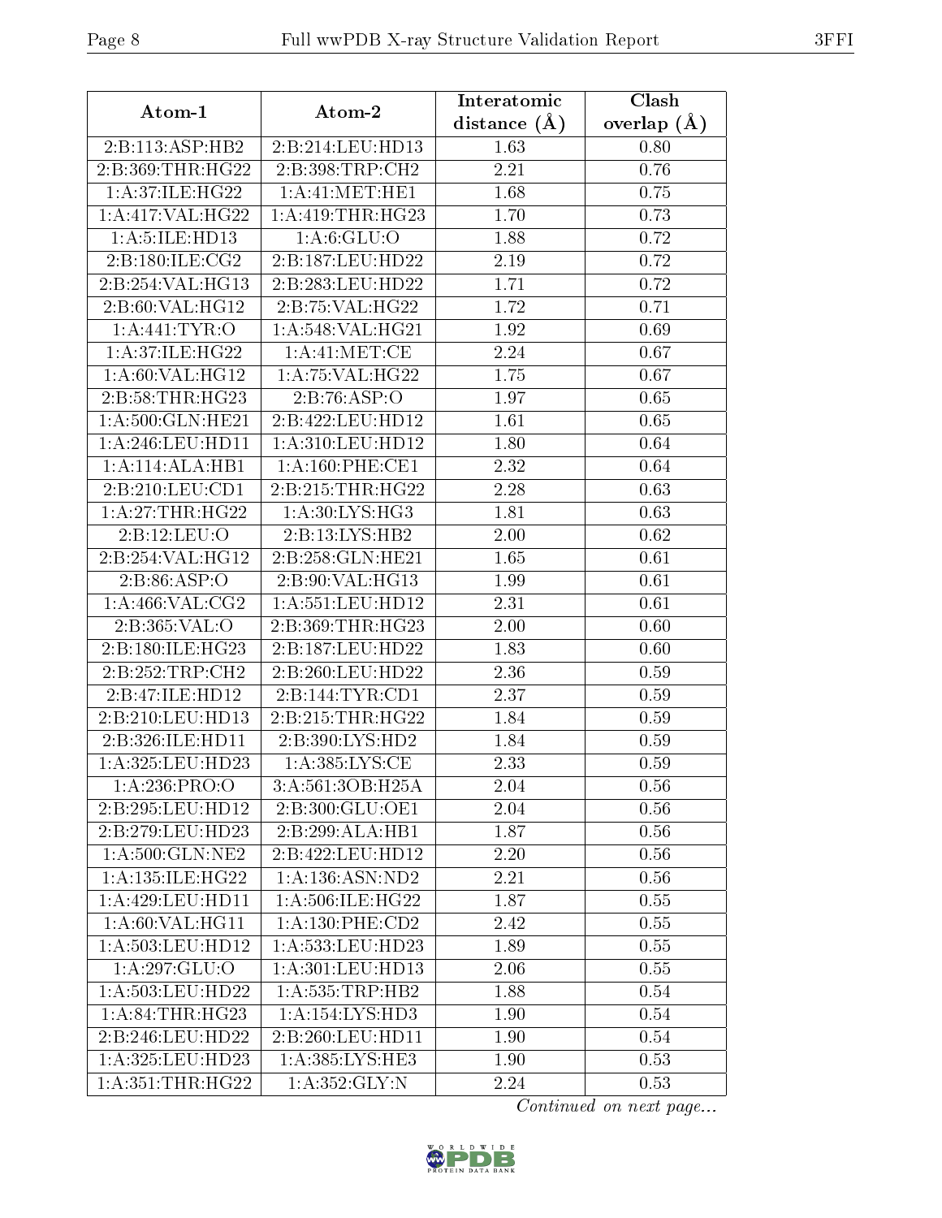| Atom-1 | Atom-2 | Interatomic distance (Å) | Clash overlap (Å) |
|---|---|---|---|
| 2:B:113:ASP:HB2 | 2:B:214:LEU:HD13 | 1.63 | 0.80 |
| 2:B:369:THR:HG22 | 2:B:398:TRP:CH2 | 2.21 | 0.76 |
| 1:A:37:ILE:HG22 | 1:A:41:MET:HE1 | 1.68 | 0.75 |
| 1:A:417:VAL:HG22 | 1:A:419:THR:HG23 | 1.70 | 0.73 |
| 1:A:5:ILE:HD13 | 1:A:6:GLU:O | 1.88 | 0.72 |
| 2:B:180:ILE:CG2 | 2:B:187:LEU:HD22 | 2.19 | 0.72 |
| 2:B:254:VAL:HG13 | 2:B:283:LEU:HD22 | 1.71 | 0.72 |
| 2:B:60:VAL:HG12 | 2:B:75:VAL:HG22 | 1.72 | 0.71 |
| 1:A:441:TYR:O | 1:A:548:VAL:HG21 | 1.92 | 0.69 |
| 1:A:37:ILE:HG22 | 1:A:41:MET:CE | 2.24 | 0.67 |
| 1:A:60:VAL:HG12 | 1:A:75:VAL:HG22 | 1.75 | 0.67 |
| 2:B:58:THR:HG23 | 2:B:76:ASP:O | 1.97 | 0.65 |
| 1:A:500:GLN:HE21 | 2:B:422:LEU:HD12 | 1.61 | 0.65 |
| 1:A:246:LEU:HD11 | 1:A:310:LEU:HD12 | 1.80 | 0.64 |
| 1:A:114:ALA:HB1 | 1:A:160:PHE:CE1 | 2.32 | 0.64 |
| 2:B:210:LEU:CD1 | 2:B:215:THR:HG22 | 2.28 | 0.63 |
| 1:A:27:THR:HG22 | 1:A:30:LYS:HG3 | 1.81 | 0.63 |
| 2:B:12:LEU:O | 2:B:13:LYS:HB2 | 2.00 | 0.62 |
| 2:B:254:VAL:HG12 | 2:B:258:GLN:HE21 | 1.65 | 0.61 |
| 2:B:86:ASP:O | 2:B:90:VAL:HG13 | 1.99 | 0.61 |
| 1:A:466:VAL:CG2 | 1:A:551:LEU:HD12 | 2.31 | 0.61 |
| 2:B:365:VAL:O | 2:B:369:THR:HG23 | 2.00 | 0.60 |
| 2:B:180:ILE:HG23 | 2:B:187:LEU:HD22 | 1.83 | 0.60 |
| 2:B:252:TRP:CH2 | 2:B:260:LEU:HD22 | 2.36 | 0.59 |
| 2:B:47:ILE:HD12 | 2:B:144:TYR:CD1 | 2.37 | 0.59 |
| 2:B:210:LEU:HD13 | 2:B:215:THR:HG22 | 1.84 | 0.59 |
| 2:B:326:ILE:HD11 | 2:B:390:LYS:HD2 | 1.84 | 0.59 |
| 1:A:325:LEU:HD23 | 1:A:385:LYS:CE | 2.33 | 0.59 |
| 1:A:236:PRO:O | 3:A:561:3OB:H25A | 2.04 | 0.56 |
| 2:B:295:LEU:HD12 | 2:B:300:GLU:OE1 | 2.04 | 0.56 |
| 2:B:279:LEU:HD23 | 2:B:299:ALA:HB1 | 1.87 | 0.56 |
| 1:A:500:GLN:NE2 | 2:B:422:LEU:HD12 | 2.20 | 0.56 |
| 1:A:135:ILE:HG22 | 1:A:136:ASN:ND2 | 2.21 | 0.56 |
| 1:A:429:LEU:HD11 | 1:A:506:ILE:HG22 | 1.87 | 0.55 |
| 1:A:60:VAL:HG11 | 1:A:130:PHE:CD2 | 2.42 | 0.55 |
| 1:A:503:LEU:HD12 | 1:A:533:LEU:HD23 | 1.89 | 0.55 |
| 1:A:297:GLU:O | 1:A:301:LEU:HD13 | 2.06 | 0.55 |
| 1:A:503:LEU:HD22 | 1:A:535:TRP:HB2 | 1.88 | 0.54 |
| 1:A:84:THR:HG23 | 1:A:154:LYS:HD3 | 1.90 | 0.54 |
| 2:B:246:LEU:HD22 | 2:B:260:LEU:HD11 | 1.90 | 0.54 |
| 1:A:325:LEU:HD23 | 1:A:385:LYS:HE3 | 1.90 | 0.53 |
| 1:A:351:THR:HG22 | 1:A:352:GLY:N | 2.24 | 0.53 |

*Continued on next page...*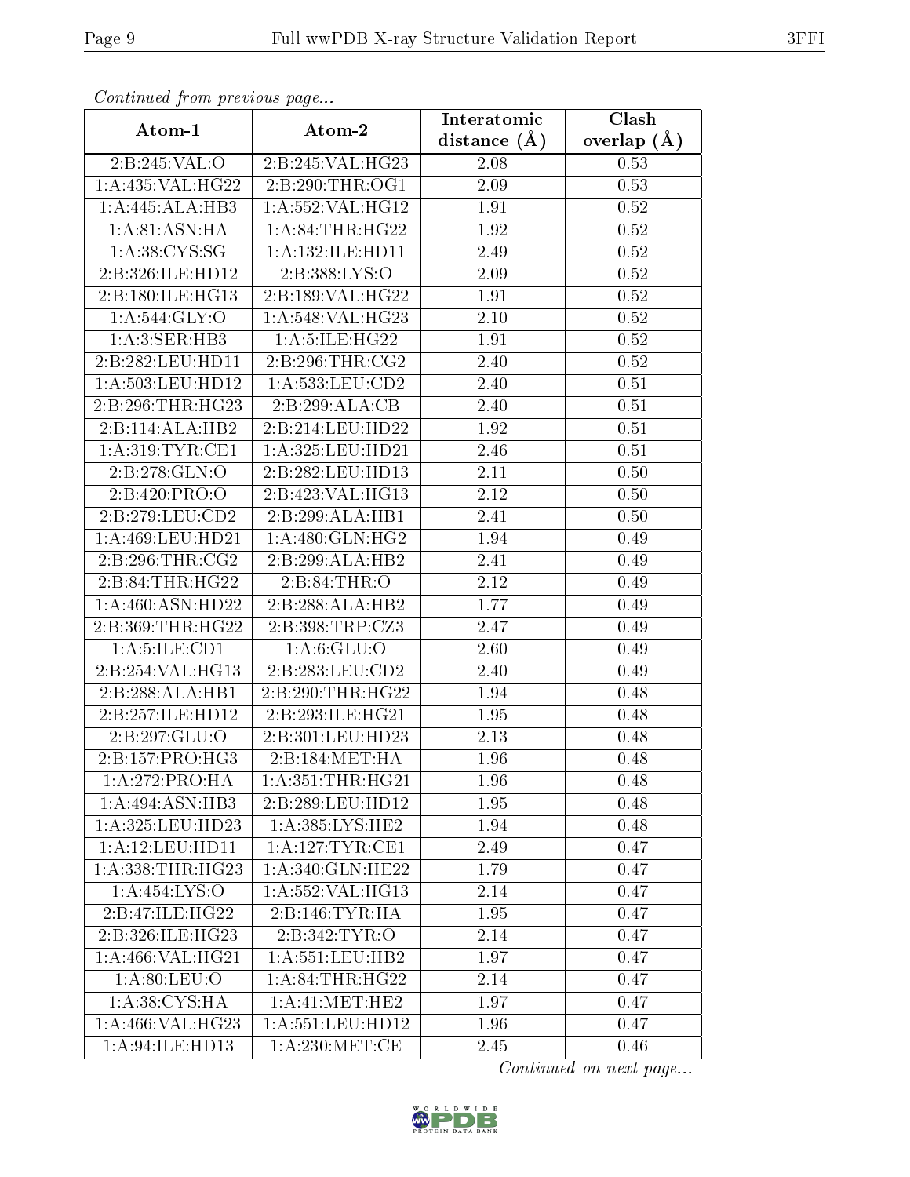*Continued from previous page...*

| Atom-1 | Atom-2 | Interatomic distance (Å) | Clash overlap (Å) |
|---|---|---|---|
| 2:B:245:VAL:O | 2:B:245:VAL:HG23 | 2.08 | 0.53 |
| 1:A:435:VAL:HG22 | 2:B:290:THR:OG1 | 2.09 | 0.53 |
| 1:A:445:ALA:HB3 | 1:A:552:VAL:HG12 | 1.91 | 0.52 |
| 1:A:81:ASN:HA | 1:A:84:THR:HG22 | 1.92 | 0.52 |
| 1:A:38:CYS:SG | 1:A:132:ILE:HD11 | 2.49 | 0.52 |
| 2:B:326:ILE:HD12 | 2:B:388:LYS:O | 2.09 | 0.52 |
| 2:B:180:ILE:HG13 | 2:B:189:VAL:HG22 | 1.91 | 0.52 |
| 1:A:544:GLY:O | 1:A:548:VAL:HG23 | 2.10 | 0.52 |
| 1:A:3:SER:HB3 | 1:A:5:ILE:HG22 | 1.91 | 0.52 |
| 2:B:282:LEU:HD11 | 2:B:296:THR:CG2 | 2.40 | 0.52 |
| 1:A:503:LEU:HD12 | 1:A:533:LEU:CD2 | 2.40 | 0.51 |
| 2:B:296:THR:HG23 | 2:B:299:ALA:CB | 2.40 | 0.51 |
| 2:B:114:ALA:HB2 | 2:B:214:LEU:HD22 | 1.92 | 0.51 |
| 1:A:319:TYR:CE1 | 1:A:325:LEU:HD21 | 2.46 | 0.51 |
| 2:B:278:GLN:O | 2:B:282:LEU:HD13 | 2.11 | 0.50 |
| 2:B:420:PRO:O | 2:B:423:VAL:HG13 | 2.12 | 0.50 |
| 2:B:279:LEU:CD2 | 2:B:299:ALA:HB1 | 2.41 | 0.50 |
| 1:A:469:LEU:HD21 | 1:A:480:GLN:HG2 | 1.94 | 0.49 |
| 2:B:296:THR:CG2 | 2:B:299:ALA:HB2 | 2.41 | 0.49 |
| 2:B:84:THR:HG22 | 2:B:84:THR:O | 2.12 | 0.49 |
| 1:A:460:ASN:HD22 | 2:B:288:ALA:HB2 | 1.77 | 0.49 |
| 2:B:369:THR:HG22 | 2:B:398:TRP:CZ3 | 2.47 | 0.49 |
| 1:A:5:ILE:CD1 | 1:A:6:GLU:O | 2.60 | 0.49 |
| 2:B:254:VAL:HG13 | 2:B:283:LEU:CD2 | 2.40 | 0.49 |
| 2:B:288:ALA:HB1 | 2:B:290:THR:HG22 | 1.94 | 0.48 |
| 2:B:257:ILE:HD12 | 2:B:293:ILE:HG21 | 1.95 | 0.48 |
| 2:B:297:GLU:O | 2:B:301:LEU:HD23 | 2.13 | 0.48 |
| 2:B:157:PRO:HG3 | 2:B:184:MET:HA | 1.96 | 0.48 |
| 1:A:272:PRO:HA | 1:A:351:THR:HG21 | 1.96 | 0.48 |
| 1:A:494:ASN:HB3 | 2:B:289:LEU:HD12 | 1.95 | 0.48 |
| 1:A:325:LEU:HD23 | 1:A:385:LYS:HE2 | 1.94 | 0.48 |
| 1:A:12:LEU:HD11 | 1:A:127:TYR:CE1 | 2.49 | 0.47 |
| 1:A:338:THR:HG23 | 1:A:340:GLN:HE22 | 1.79 | 0.47 |
| 1:A:454:LYS:O | 1:A:552:VAL:HG13 | 2.14 | 0.47 |
| 2:B:47:ILE:HG22 | 2:B:146:TYR:HA | 1.95 | 0.47 |
| 2:B:326:ILE:HG23 | 2:B:342:TYR:O | 2.14 | 0.47 |
| 1:A:466:VAL:HG21 | 1:A:551:LEU:HB2 | 1.97 | 0.47 |
| 1:A:80:LEU:O | 1:A:84:THR:HG22 | 2.14 | 0.47 |
| 1:A:38:CYS:HA | 1:A:41:MET:HE2 | 1.97 | 0.47 |
| 1:A:466:VAL:HG23 | 1:A:551:LEU:HD12 | 1.96 | 0.47 |
| 1:A:94:ILE:HD13 | 1:A:230:MET:CE | 2.45 | 0.46 |

*Continued on next page...*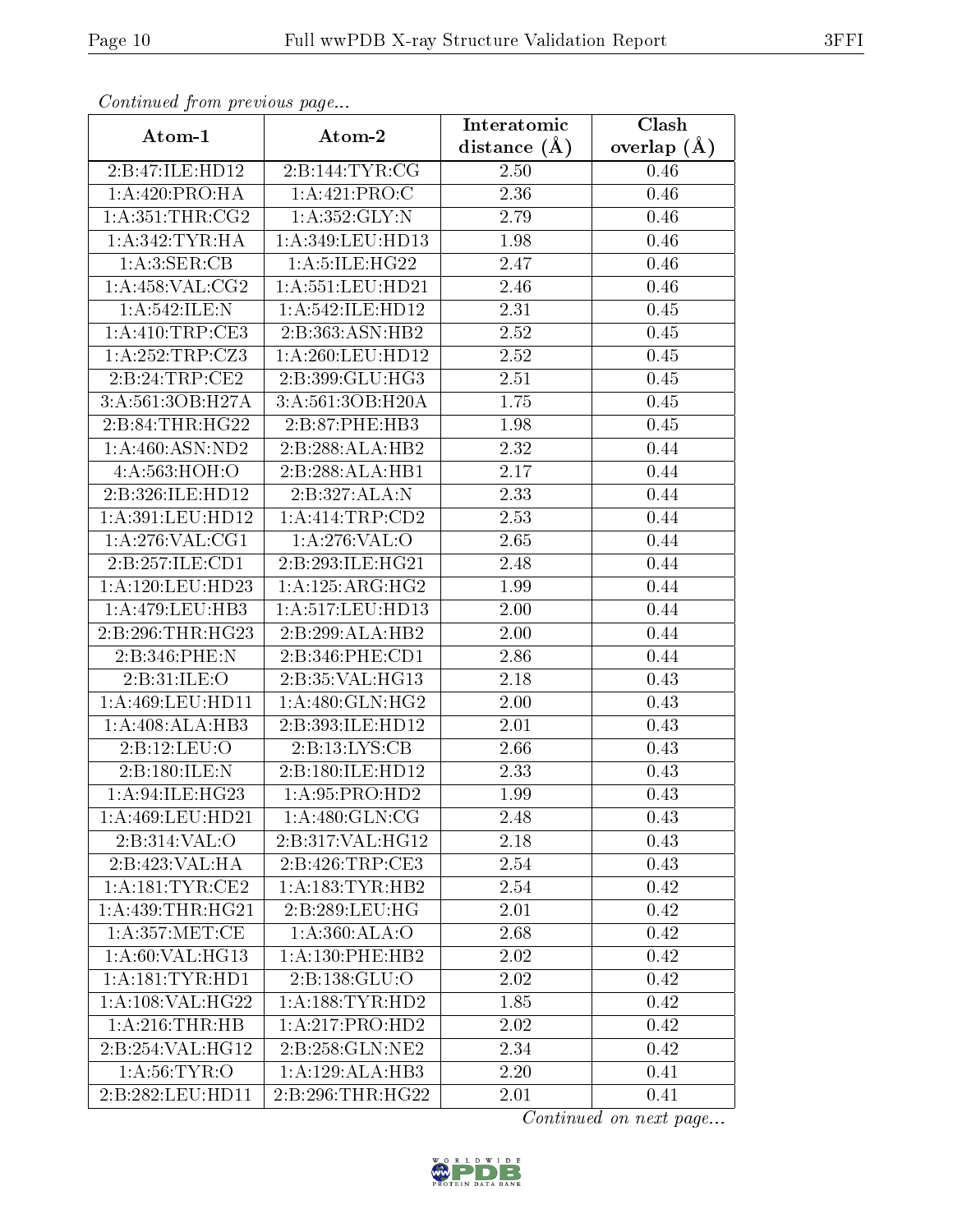*Continued from previous page...*

| Atom-1 | Atom-2 | Interatomic distance (Å) | Clash overlap (Å) |
|---|---|---|---|
| 2:B:47:ILE:HD12 | 2:B:144:TYR:CG | 2.50 | 0.46 |
| 1:A:420:PRO:HA | 1:A:421:PRO:C | 2.36 | 0.46 |
| 1:A:351:THR:CG2 | 1:A:352:GLY:N | 2.79 | 0.46 |
| 1:A:342:TYR:HA | 1:A:349:LEU:HD13 | 1.98 | 0.46 |
| 1:A:3:SER:CB | 1:A:5:ILE:HG22 | 2.47 | 0.46 |
| 1:A:458:VAL:CG2 | 1:A:551:LEU:HD21 | 2.46 | 0.46 |
| 1:A:542:ILE:N | 1:A:542:ILE:HD12 | 2.31 | 0.45 |
| 1:A:410:TRP:CE3 | 2:B:363:ASN:HB2 | 2.52 | 0.45 |
| 1:A:252:TRP:CZ3 | 1:A:260:LEU:HD12 | 2.52 | 0.45 |
| 2:B:24:TRP:CE2 | 2:B:399:GLU:HG3 | 2.51 | 0.45 |
| 3:A:561:3OB:H27A | 3:A:561:3OB:H20A | 1.75 | 0.45 |
| 2:B:84:THR:HG22 | 2:B:87:PHE:HB3 | 1.98 | 0.45 |
| 1:A:460:ASN:ND2 | 2:B:288:ALA:HB2 | 2.32 | 0.44 |
| 4:A:563:HOH:O | 2:B:288:ALA:HB1 | 2.17 | 0.44 |
| 2:B:326:ILE:HD12 | 2:B:327:ALA:N | 2.33 | 0.44 |
| 1:A:391:LEU:HD12 | 1:A:414:TRP:CD2 | 2.53 | 0.44 |
| 1:A:276:VAL:CG1 | 1:A:276:VAL:O | 2.65 | 0.44 |
| 2:B:257:ILE:CD1 | 2:B:293:ILE:HG21 | 2.48 | 0.44 |
| 1:A:120:LEU:HD23 | 1:A:125:ARG:HG2 | 1.99 | 0.44 |
| 1:A:479:LEU:HB3 | 1:A:517:LEU:HD13 | 2.00 | 0.44 |
| 2:B:296:THR:HG23 | 2:B:299:ALA:HB2 | 2.00 | 0.44 |
| 2:B:346:PHE:N | 2:B:346:PHE:CD1 | 2.86 | 0.44 |
| 2:B:31:ILE:O | 2:B:35:VAL:HG13 | 2.18 | 0.43 |
| 1:A:469:LEU:HD11 | 1:A:480:GLN:HG2 | 2.00 | 0.43 |
| 1:A:408:ALA:HB3 | 2:B:393:ILE:HD12 | 2.01 | 0.43 |
| 2:B:12:LEU:O | 2:B:13:LYS:CB | 2.66 | 0.43 |
| 2:B:180:ILE:N | 2:B:180:ILE:HD12 | 2.33 | 0.43 |
| 1:A:94:ILE:HG23 | 1:A:95:PRO:HD2 | 1.99 | 0.43 |
| 1:A:469:LEU:HD21 | 1:A:480:GLN:CG | 2.48 | 0.43 |
| 2:B:314:VAL:O | 2:B:317:VAL:HG12 | 2.18 | 0.43 |
| 2:B:423:VAL:HA | 2:B:426:TRP:CE3 | 2.54 | 0.43 |
| 1:A:181:TYR:CE2 | 1:A:183:TYR:HB2 | 2.54 | 0.42 |
| 1:A:439:THR:HG21 | 2:B:289:LEU:HG | 2.01 | 0.42 |
| 1:A:357:MET:CE | 1:A:360:ALA:O | 2.68 | 0.42 |
| 1:A:60:VAL:HG13 | 1:A:130:PHE:HB2 | 2.02 | 0.42 |
| 1:A:181:TYR:HD1 | 2:B:138:GLU:O | 2.02 | 0.42 |
| 1:A:108:VAL:HG22 | 1:A:188:TYR:HD2 | 1.85 | 0.42 |
| 1:A:216:THR:HB | 1:A:217:PRO:HD2 | 2.02 | 0.42 |
| 2:B:254:VAL:HG12 | 2:B:258:GLN:NE2 | 2.34 | 0.42 |
| 1:A:56:TYR:O | 1:A:129:ALA:HB3 | 2.20 | 0.41 |
| 2:B:282:LEU:HD11 | 2:B:296:THR:HG22 | 2.01 | 0.41 |

*Continued on next page...*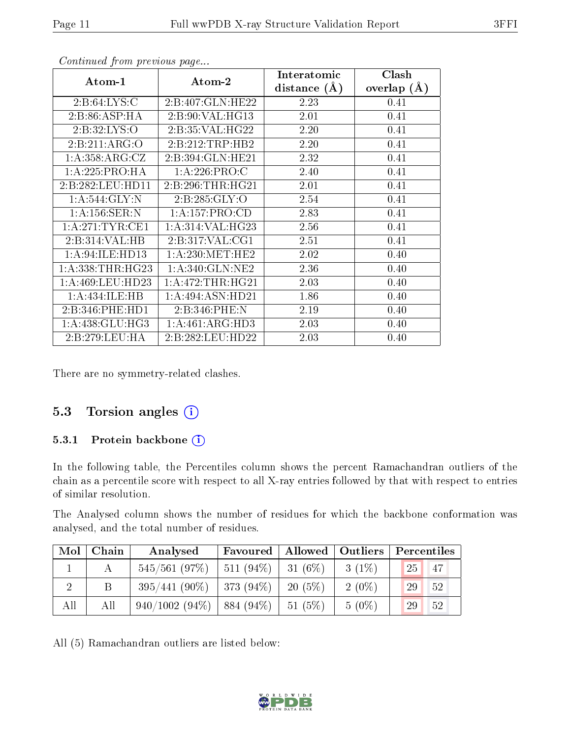*Continued from previous page...*

| Atom-1 | Atom-2 | Interatomic distance (Å) | Clash overlap (Å) |
|---|---|---|---|
| 2:B:64:LYS:C | 2:B:407:GLN:HE22 | 2.23 | 0.41 |
| 2:B:86:ASP:HA | 2:B:90:VAL:HG13 | 2.01 | 0.41 |
| 2:B:32:LYS:O | 2:B:35:VAL:HG22 | 2.20 | 0.41 |
| 2:B:211:ARG:O | 2:B:212:TRP:HB2 | 2.20 | 0.41 |
| 1:A:358:ARG:CZ | 2:B:394:GLN:HE21 | 2.32 | 0.41 |
| 1:A:225:PRO:HA | 1:A:226:PRO:C | 2.40 | 0.41 |
| 2:B:282:LEU:HD11 | 2:B:296:THR:HG21 | 2.01 | 0.41 |
| 1:A:544:GLY:N | 2:B:285:GLY:O | 2.54 | 0.41 |
| 1:A:156:SER:N | 1:A:157:PRO:CD | 2.83 | 0.41 |
| 1:A:271:TYR:CE1 | 1:A:314:VAL:HG23 | 2.56 | 0.41 |
| 2:B:314:VAL:HB | 2:B:317:VAL:CG1 | 2.51 | 0.41 |
| 1:A:94:ILE:HD13 | 1:A:230:MET:HE2 | 2.02 | 0.40 |
| 1:A:338:THR:HG23 | 1:A:340:GLN:NE2 | 2.36 | 0.40 |
| 1:A:469:LEU:HD23 | 1:A:472:THR:HG21 | 2.03 | 0.40 |
| 1:A:434:ILE:HB | 1:A:494:ASN:HD21 | 1.86 | 0.40 |
| 2:B:346:PHE:HD1 | 2:B:346:PHE:N | 2.19 | 0.40 |
| 1:A:438:GLU:HG3 | 1:A:461:ARG:HD3 | 2.03 | 0.40 |
| 2:B:279:LEU:HA | 2:B:282:LEU:HD22 | 2.03 | 0.40 |

There are no symmetry-related clashes.

## 5.3 Torsion angles

### 5.3.1 Protein backbone

In the following table, the Percentiles column shows the percent Ramachandran outliers of the chain as a percentile score with respect to all X-ray entries followed by that with respect to entries of similar resolution.

The Analysed column shows the number of residues for which the backbone conformation was analysed, and the total number of residues.

| Mol | Chain | Analysed | Favoured | Allowed | Outliers | Percentiles | |
|---|---|---|---|---|---|---|---|
| 1 | A | 545/561 (97%) | 511 (94%) | 31 (6%) | 3 (1%) | 25 | 47 |
| 2 | B | 395/441 (90%) | 373 (94%) | 20 (5%) | 2 (0%) | 29 | 52 |
| All | All | 940/1002 (94%) | 884 (94%) | 51 (5%) | 5 (0%) | 29 | 52 |

All (5) Ramachandran outliers are listed below: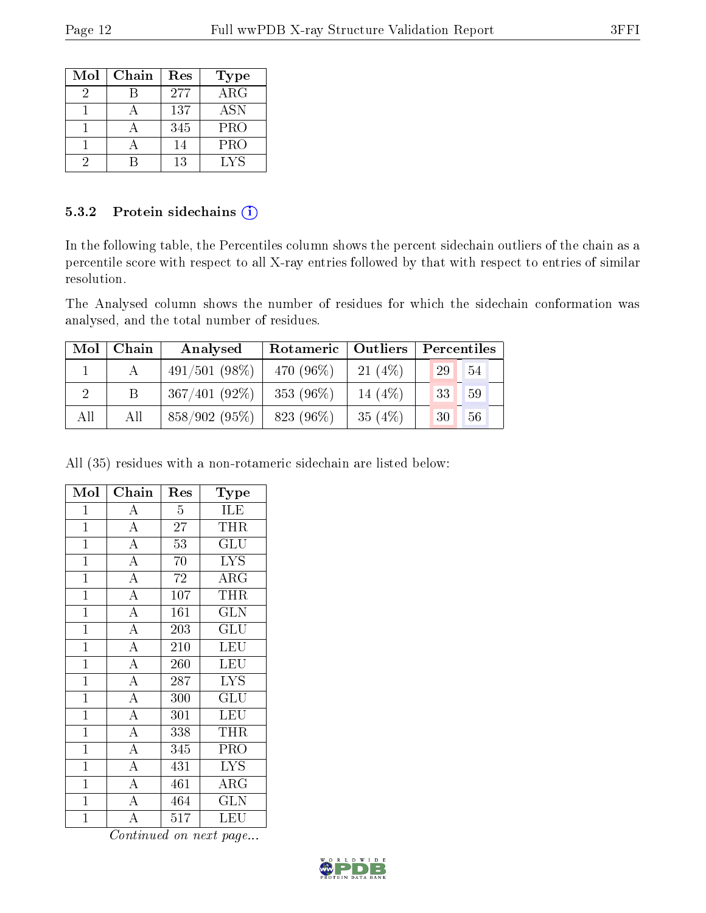| Mol | Chain | Res | Type |
|---|---|---|---|
| 2 | B | 277 | ARG |
| 1 | A | 137 | ASN |
| 1 | A | 345 | PRO |
| 1 | A | 14 | PRO |
| 2 | B | 13 | LYS |

### 5.3.2 Protein sidechains

In the following table, the Percentiles column shows the percent sidechain outliers of the chain as a percentile score with respect to all X-ray entries followed by that with respect to entries of similar resolution.

The Analysed column shows the number of residues for which the sidechain conformation was analysed, and the total number of residues.

| Mol | Chain | Analysed | Rotameric | Outliers | Percentiles | |
|---|---|---|---|---|---|---|
| 1 | A | 491/501 (98%) | 470 (96%) | 21 (4%) | 29 | 54 |
| 2 | B | 367/401 (92%) | 353 (96%) | 14 (4%) | 33 | 59 |
| All | All | 858/902 (95%) | 823 (96%) | 35 (4%) | 30 | 56 |

All (35) residues with a non-rotameric sidechain are listed below:

| Mol | Chain | Res | Type |
|---|---|---|---|
| 1 | A | 5 | ILE |
| 1 | A | 27 | THR |
| 1 | A | 53 | GLU |
| 1 | A | 70 | LYS |
| 1 | A | 72 | ARG |
| 1 | A | 107 | THR |
| 1 | A | 161 | GLN |
| 1 | A | 203 | GLU |
| 1 | A | 210 | LEU |
| 1 | A | 260 | LEU |
| 1 | A | 287 | LYS |
| 1 | A | 300 | GLU |
| 1 | A | 301 | LEU |
| 1 | A | 338 | THR |
| 1 | A | 345 | PRO |
| 1 | A | 431 | LYS |
| 1 | A | 461 | ARG |
| 1 | A | 464 | GLN |
| 1 | A | 517 | LEU |

*Continued on next page...*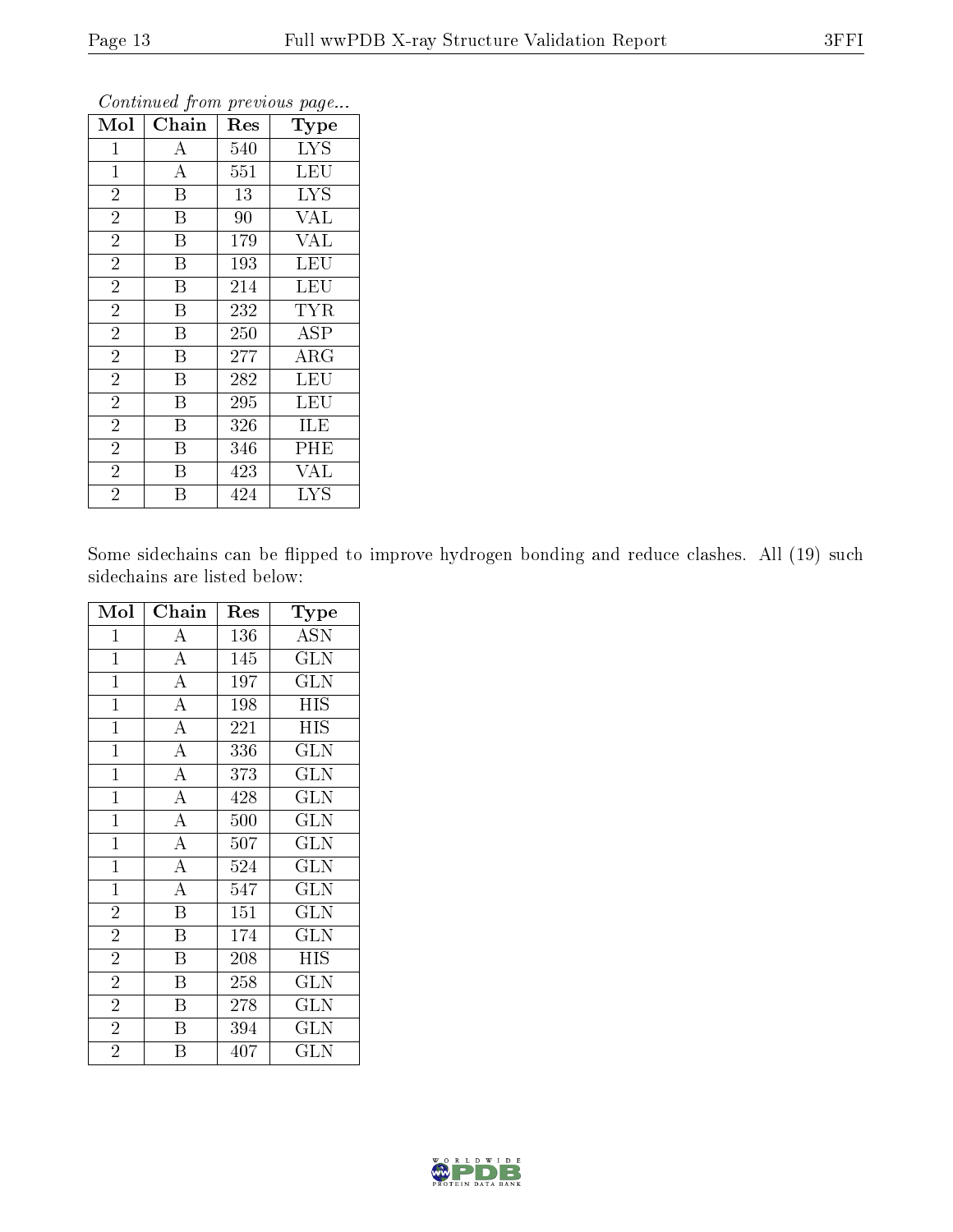*Continued from previous page...*

| Mol | Chain | Res | Type |
| --- | --- | --- | --- |
| 1 | A | 540 | LYS |
| 1 | A | 551 | LEU |
| 2 | B | 13 | LYS |
| 2 | B | 90 | VAL |
| 2 | B | 179 | VAL |
| 2 | B | 193 | LEU |
| 2 | B | 214 | LEU |
| 2 | B | 232 | TYR |
| 2 | B | 250 | ASP |
| 2 | B | 277 | ARG |
| 2 | B | 282 | LEU |
| 2 | B | 295 | LEU |
| 2 | B | 326 | ILE |
| 2 | B | 346 | PHE |
| 2 | B | 423 | VAL |
| 2 | B | 424 | LYS |

Some sidechains can be flipped to improve hydrogen bonding and reduce clashes. All (19) such sidechains are listed below:

| Mol | Chain | Res | Type |
| --- | --- | --- | --- |
| 1 | A | 136 | ASN |
| 1 | A | 145 | GLN |
| 1 | A | 197 | GLN |
| 1 | A | 198 | HIS |
| 1 | A | 221 | HIS |
| 1 | A | 336 | GLN |
| 1 | A | 373 | GLN |
| 1 | A | 428 | GLN |
| 1 | A | 500 | GLN |
| 1 | A | 507 | GLN |
| 1 | A | 524 | GLN |
| 1 | A | 547 | GLN |
| 2 | B | 151 | GLN |
| 2 | B | 174 | GLN |
| 2 | B | 208 | HIS |
| 2 | B | 258 | GLN |
| 2 | B | 278 | GLN |
| 2 | B | 394 | GLN |
| 2 | B | 407 | GLN |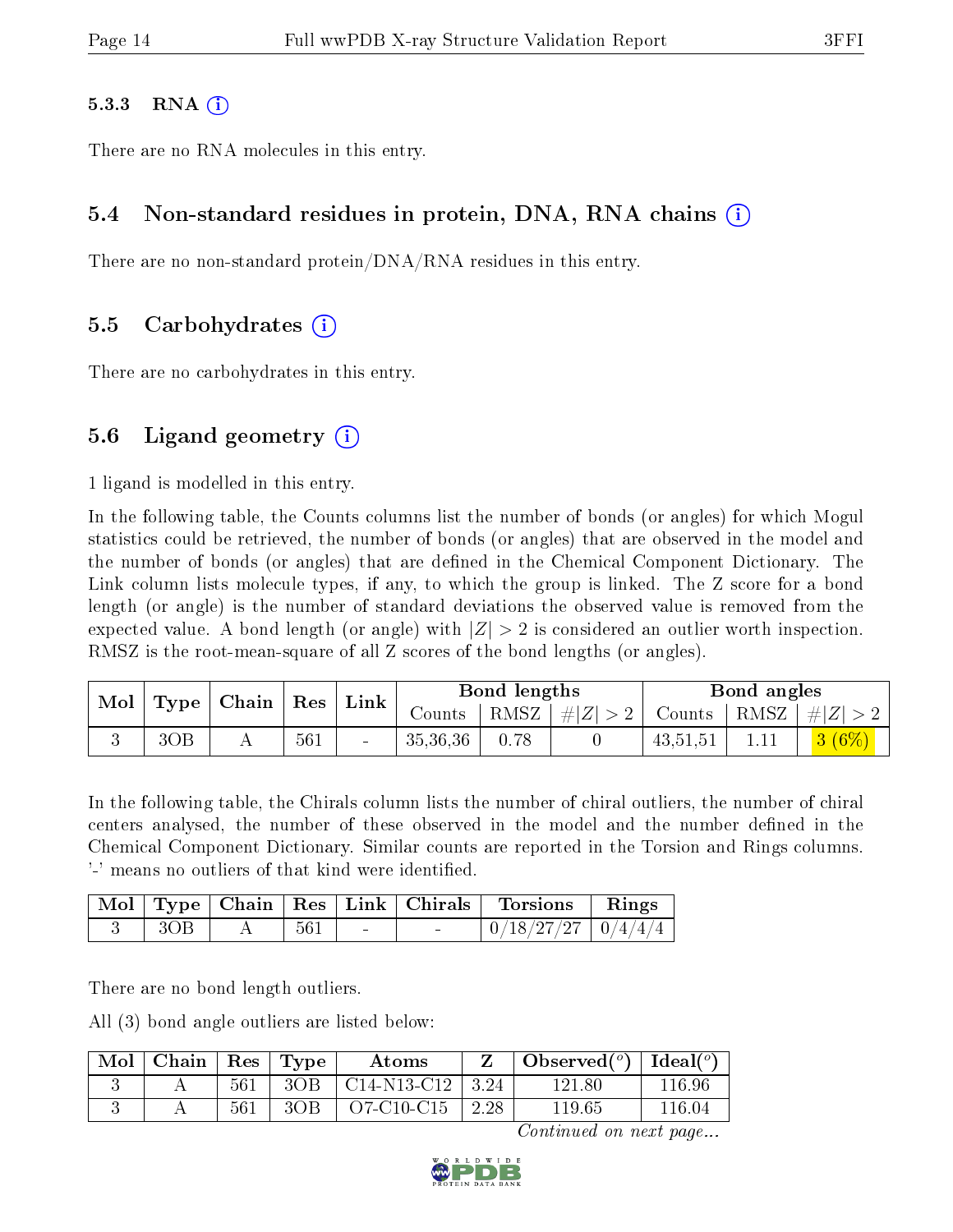### 5.3.3 RNA

There are no RNA molecules in this entry.

## 5.4 Non-standard residues in protein, DNA, RNA chains

There are no non-standard protein/DNA/RNA residues in this entry.

## 5.5 Carbohydrates

There are no carbohydrates in this entry.

## 5.6 Ligand geometry

1 ligand is modelled in this entry.

In the following table, the Counts columns list the number of bonds (or angles) for which Mogul statistics could be retrieved, the number of bonds (or angles) that are observed in the model and the number of bonds (or angles) that are defined in the Chemical Component Dictionary. The Link column lists molecule types, if any, to which the group is linked. The Z score for a bond length (or angle) is the number of standard deviations the observed value is removed from the expected value. A bond length (or angle) with $|Z| > 2$ is considered an outlier worth inspection. RMSZ is the root-mean-square of all Z scores of the bond lengths (or angles).

| Mol | Type | Chain | Res | Link | Bond lengths | | | Bond angles | | |
|---|---|---|---|---|---|---|---|---|---|---|
| | | | | | Counts | RMSZ | $\#\|Z\| > 2$ | Counts | RMSZ | $\#\|Z\| > 2$ |
| 3 | 3OB | A | 561 | - | 35,36,36 | 0.78 | 0 | 43,51,51 | 1.11 | 3 (6%) |

In the following table, the Chirals column lists the number of chiral outliers, the number of chiral centers analysed, the number of these observed in the model and the number defined in the Chemical Component Dictionary. Similar counts are reported in the Torsion and Rings columns. '-' means no outliers of that kind were identified.

| Mol | Type | Chain | Res | Link | Chirals | Torsions | Rings |
|---|---|---|---|---|---|---|---|
| 3 | 3OB | A | 561 | - | - | 0/18/27/27 | 0/4/4/4 |

There are no bond length outliers.

All (3) bond angle outliers are listed below:

| Mol | Chain | Res | Type | Atoms | Z | Observed(°) | Ideal(°) |
|---|---|---|---|---|---|---|---|
| 3 | A | 561 | 3OB | C14-N13-C12 | 3.24 | 121.80 | 116.96 |
| 3 | A | 561 | 3OB | O7-C10-C15 | 2.28 | 119.65 | 116.04 |

*Continued on next page...*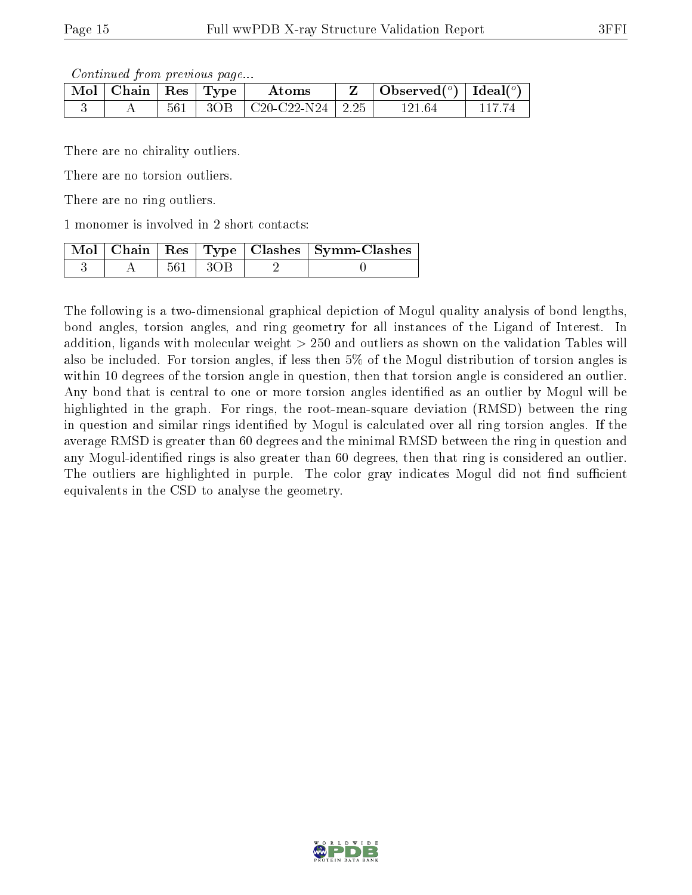*Continued from previous page...*

| Mol | Chain | Res | Type | Atoms | Z | Observed(°) | Ideal(°) |
|---|---|---|---|---|---|---|---|
| 3 | A | 561 | 3OB | C20-C22-N24 | 2.25 | 121.64 | 117.74 |

There are no chirality outliers.

There are no torsion outliers.

There are no ring outliers.

1 monomer is involved in 2 short contacts:

| Mol | Chain | Res | Type | Clashes | Symm-Clashes |
|---|---|---|---|---|---|
| 3 | A | 561 | 3OB | 2 | 0 |

The following is a two-dimensional graphical depiction of Mogul quality analysis of bond lengths, bond angles, torsion angles, and ring geometry for all instances of the Ligand of Interest. In addition, ligands with molecular weight > 250 and outliers as shown on the validation Tables will also be included. For torsion angles, if less then 5% of the Mogul distribution of torsion angles is within 10 degrees of the torsion angle in question, then that torsion angle is considered an outlier. Any bond that is central to one or more torsion angles identified as an outlier by Mogul will be highlighted in the graph. For rings, the root-mean-square deviation (RMSD) between the ring in question and similar rings identified by Mogul is calculated over all ring torsion angles. If the average RMSD is greater than 60 degrees and the minimal RMSD between the ring in question and any Mogul-identified rings is also greater than 60 degrees, then that ring is considered an outlier. The outliers are highlighted in purple. The color gray indicates Mogul did not find sufficient equivalents in the CSD to analyse the geometry.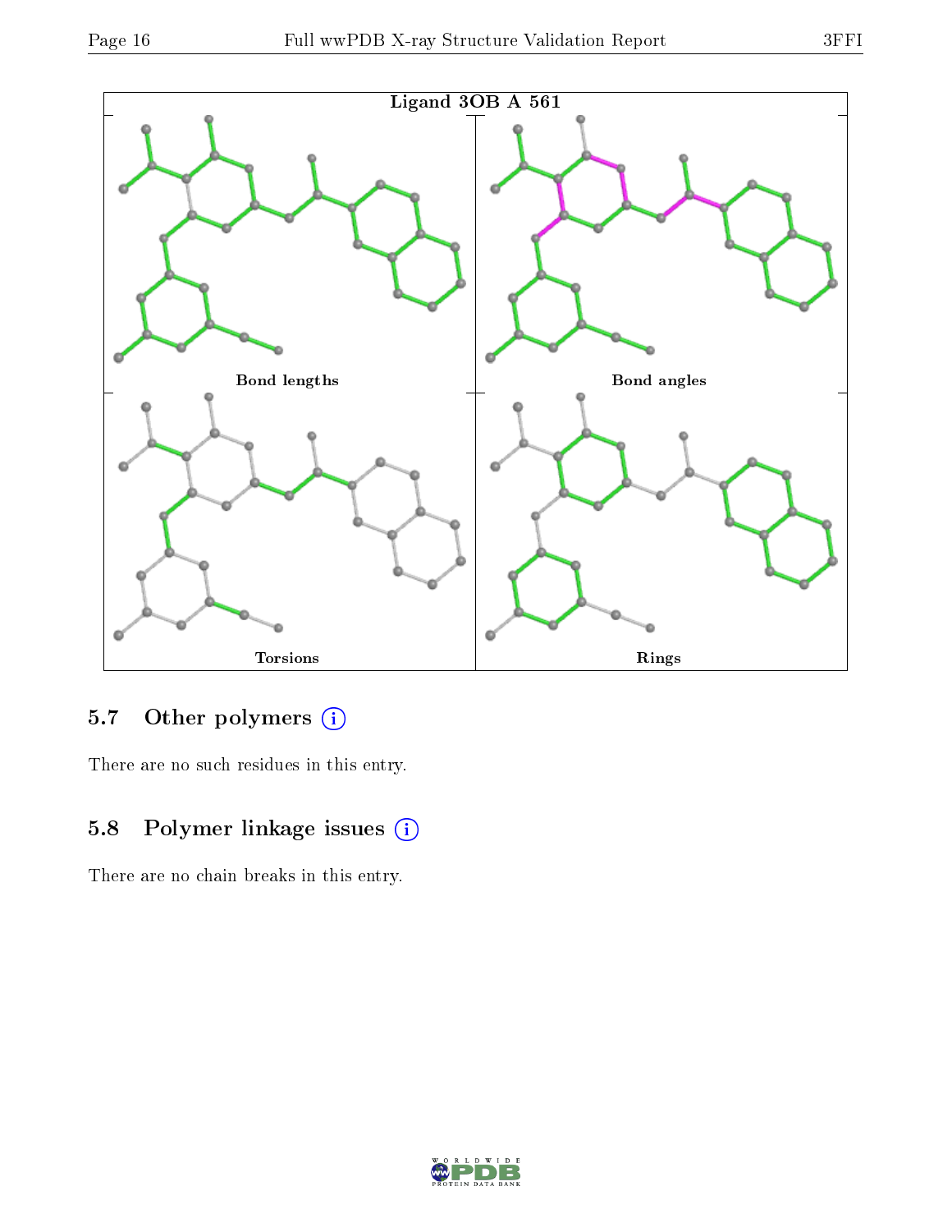Ligand 3OB A 561

Bond lengths

Bond angles

Torsions

Rings

## 5.7 Other polymers (i)

There are no such residues in this entry.

## 5.8 Polymer linkage issues (i)

There are no chain breaks in this entry.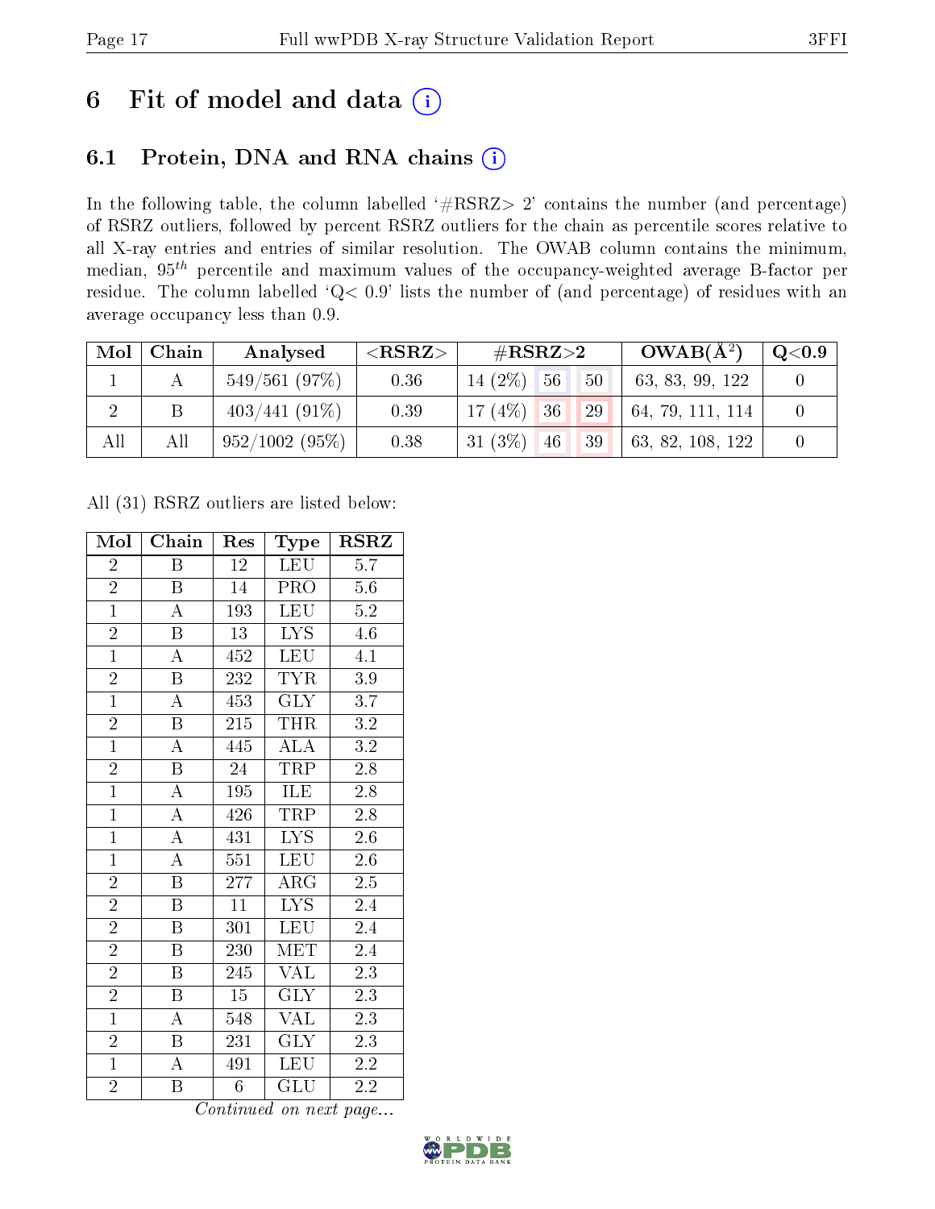# 6 Fit of model and data (i)

## 6.1 Protein, DNA and RNA chains (i)

In the following table, the column labelled '#RSRZ> 2' contains the number (and percentage) of RSRZ outliers, followed by percent RSRZ outliers for the chain as percentile scores relative to all X-ray entries and entries of similar resolution. The OWAB column contains the minimum, median, $95^{th}$ percentile and maximum values of the occupancy-weighted average B-factor per residue. The column labelled 'Q< 0.9' lists the number of (and percentage) of residues with an average occupancy less than 0.9.

| Mol | Chain | Analysed | <RSRZ> | #RSRZ>2 | | | OWAB(Å²) | Q<0.9 |
|---|---|---|---|---|---|---|---|---|
| 1 | A | 549/561 (97%) | 0.36 | 14 (2%) | 56 | 50 | 63, 83, 99, 122 | 0 |
| 2 | B | 403/441 (91%) | 0.39 | 17 (4%) | 36 | 29 | 64, 79, 111, 114 | 0 |
| All | All | 952/1002 (95%) | 0.38 | 31 (3%) | 46 | 39 | 63, 82, 108, 122 | 0 |

All (31) RSRZ outliers are listed below:

| Mol | Chain | Res | Type | RSRZ |
|---|---|---|---|---|
| 2 | B | 12 | LEU | 5.7 |
| 2 | B | 14 | PRO | 5.6 |
| 1 | A | 193 | LEU | 5.2 |
| 2 | B | 13 | LYS | 4.6 |
| 1 | A | 452 | LEU | 4.1 |
| 2 | B | 232 | TYR | 3.9 |
| 1 | A | 453 | GLY | 3.7 |
| 2 | B | 215 | THR | 3.2 |
| 1 | A | 445 | ALA | 3.2 |
| 2 | B | 24 | TRP | 2.8 |
| 1 | A | 195 | ILE | 2.8 |
| 1 | A | 426 | TRP | 2.8 |
| 1 | A | 431 | LYS | 2.6 |
| 1 | A | 551 | LEU | 2.6 |
| 2 | B | 277 | ARG | 2.5 |
| 2 | B | 11 | LYS | 2.4 |
| 2 | B | 301 | LEU | 2.4 |
| 2 | B | 230 | MET | 2.4 |
| 2 | B | 245 | VAL | 2.3 |
| 2 | B | 15 | GLY | 2.3 |
| 1 | A | 548 | VAL | 2.3 |
| 2 | B | 231 | GLY | 2.3 |
| 1 | A | 491 | LEU | 2.2 |
| 2 | B | 6 | GLU | 2.2 |

*Continued on next page...*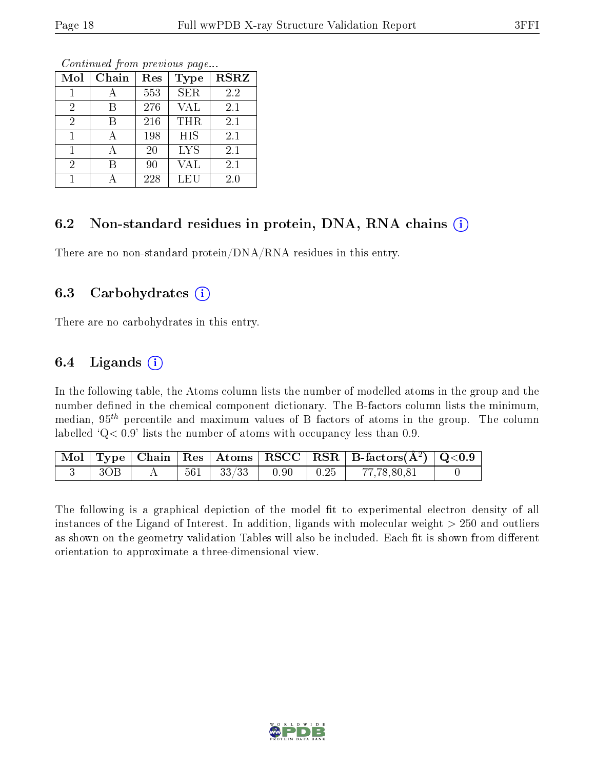*Continued from previous page...*

| Mol | Chain | Res | Type | RSRZ |
|---|---|---|---|---|
| 1 | A | 553 | SER | 2.2 |
| 2 | B | 276 | VAL | 2.1 |
| 2 | B | 216 | THR | 2.1 |
| 1 | A | 198 | HIS | 2.1 |
| 1 | A | 20 | LYS | 2.1 |
| 2 | B | 90 | VAL | 2.1 |
| 1 | A | 228 | LEU | 2.0 |

### 6.2 Non-standard residues in protein, DNA, RNA chains (i)

There are no non-standard protein/DNA/RNA residues in this entry.

### 6.3 Carbohydrates (i)

There are no carbohydrates in this entry.

### 6.4 Ligands (i)

In the following table, the Atoms column lists the number of modelled atoms in the group and the number defined in the chemical component dictionary. The B-factors column lists the minimum, median, $95^{th}$ percentile and maximum values of B factors of atoms in the group. The column labelled 'Q< 0.9' lists the number of atoms with occupancy less than 0.9.

| Mol | Type | Chain | Res | Atoms | RSCC | RSR | B-factors($Å^2$) | Q<0.9 |
|---|---|---|---|---|---|---|---|---|
| 3 | 3OB | A | 561 | 33/33 | 0.90 | 0.25 | 77,78,80,81 | 0 |

The following is a graphical depiction of the model fit to experimental electron density of all instances of the Ligand of Interest. In addition, ligands with molecular weight > 250 and outliers as shown on the geometry validation Tables will also be included. Each fit is shown from different orientation to approximate a three-dimensional view.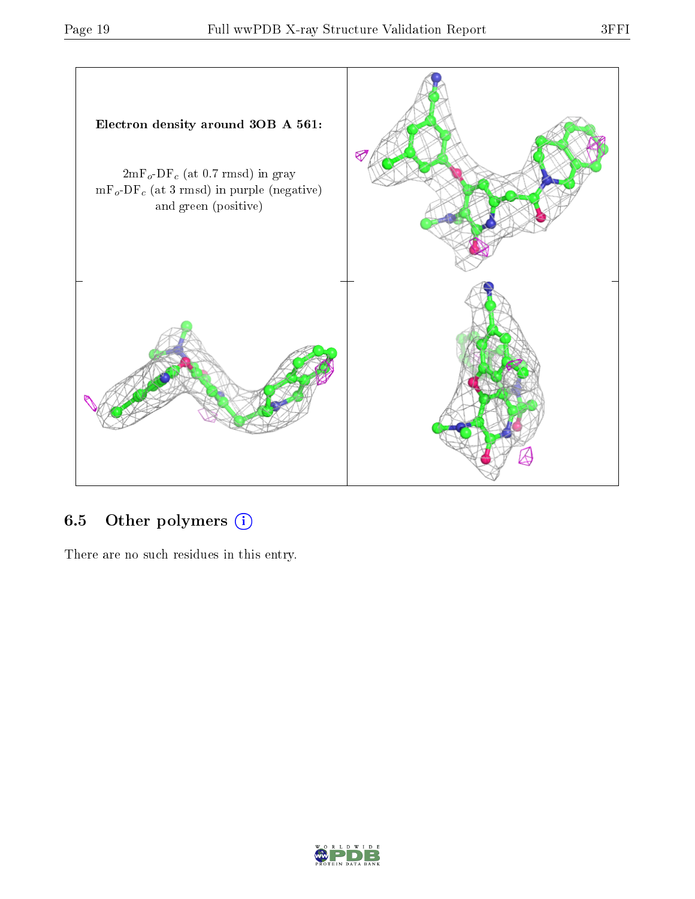**Electron density around 3OB A 561:**

$2mF_o$-$DF_c$ (at 0.7 rmsd) in gray
$mF_o$-$DF_c$ (at 3 rmsd) in purple (negative)
and green (positive)

## 6.5 Other polymers

There are no such residues in this entry.